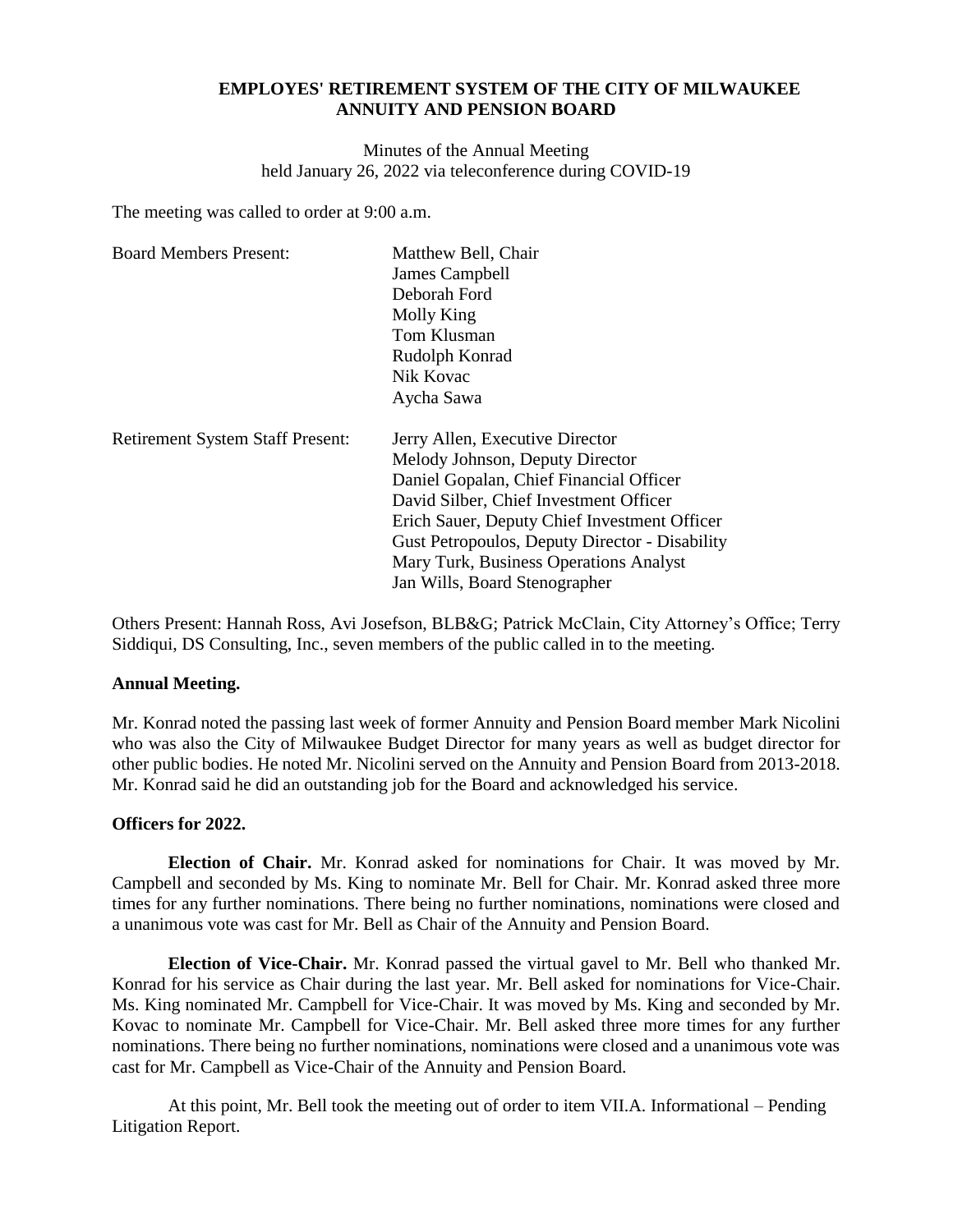# EMPLOYES' RETIREMENT SYSTEM OF THE CITY OF MILWAUKEE
# ANNUITY AND PENSION BOARD

Minutes of the Annual Meeting
held January 26, 2022 via teleconference during COVID-19

The meeting was called to order at 9:00 a.m.

| | |
|---|---|
| Board Members Present: | Matthew Bell, Chair<br>James Campbell<br>Deborah Ford<br>Molly King<br>Tom Klusman<br>Rudolph Konrad<br>Nik Kovac<br>Aycha Sawa |
| Retirement System Staff Present: | Jerry Allen, Executive Director<br>Melody Johnson, Deputy Director<br>Daniel Gopalan, Chief Financial Officer<br>David Silber, Chief Investment Officer<br>Erich Sauer, Deputy Chief Investment Officer<br>Gust Petropoulos, Deputy Director - Disability<br>Mary Turk, Business Operations Analyst<br>Jan Wills, Board Stenographer |

Others Present: Hannah Ross, Avi Josefson, BLB&G; Patrick McClain, City Attorney's Office; Terry Siddiqui, DS Consulting, Inc., seven members of the public called in to the meeting.

**Annual Meeting.**

Mr. Konrad noted the passing last week of former Annuity and Pension Board member Mark Nicolini who was also the City of Milwaukee Budget Director for many years as well as budget director for other public bodies. He noted Mr. Nicolini served on the Annuity and Pension Board from 2013-2018. Mr. Konrad said he did an outstanding job for the Board and acknowledged his service.

**Officers for 2022.**

**Election of Chair.** Mr. Konrad asked for nominations for Chair. It was moved by Mr. Campbell and seconded by Ms. King to nominate Mr. Bell for Chair. Mr. Konrad asked three more times for any further nominations. There being no further nominations, nominations were closed and a unanimous vote was cast for Mr. Bell as Chair of the Annuity and Pension Board.

**Election of Vice-Chair.** Mr. Konrad passed the virtual gavel to Mr. Bell who thanked Mr. Konrad for his service as Chair during the last year. Mr. Bell asked for nominations for Vice-Chair. Ms. King nominated Mr. Campbell for Vice-Chair. It was moved by Ms. King and seconded by Mr. Kovac to nominate Mr. Campbell for Vice-Chair. Mr. Bell asked three more times for any further nominations. There being no further nominations, nominations were closed and a unanimous vote was cast for Mr. Campbell as Vice-Chair of the Annuity and Pension Board.

At this point, Mr. Bell took the meeting out of order to item VII.A. Informational – Pending Litigation Report.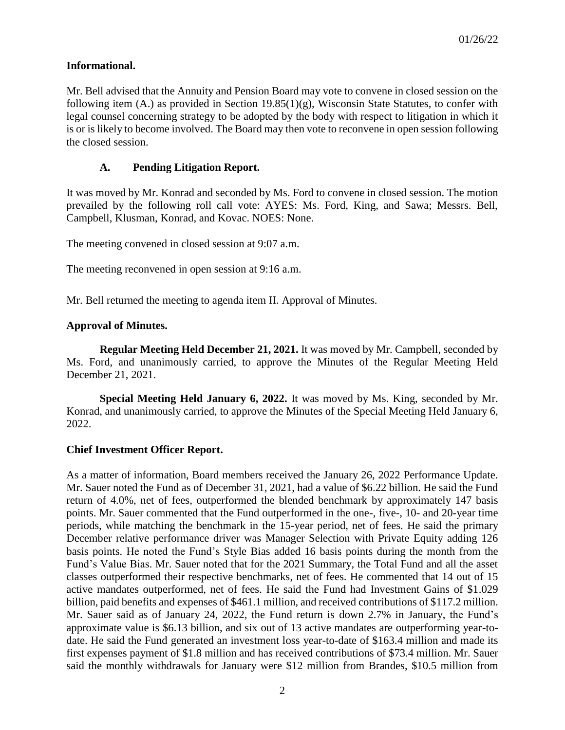**Informational.**

Mr. Bell advised that the Annuity and Pension Board may vote to convene in closed session on the following item (A.) as provided in Section 19.85(1)(g), Wisconsin State Statutes, to confer with legal counsel concerning strategy to be adopted by the body with respect to litigation in which it is or is likely to become involved. The Board may then vote to reconvene in open session following the closed session.

**A. Pending Litigation Report.**

It was moved by Mr. Konrad and seconded by Ms. Ford to convene in closed session. The motion prevailed by the following roll call vote: AYES: Ms. Ford, King, and Sawa; Messrs. Bell, Campbell, Klusman, Konrad, and Kovac. NOES: None.

The meeting convened in closed session at 9:07 a.m.

The meeting reconvened in open session at 9:16 a.m.

Mr. Bell returned the meeting to agenda item II. Approval of Minutes.

**Approval of Minutes.**

**Regular Meeting Held December 21, 2021.** It was moved by Mr. Campbell, seconded by Ms. Ford, and unanimously carried, to approve the Minutes of the Regular Meeting Held December 21, 2021.

**Special Meeting Held January 6, 2022.** It was moved by Ms. King, seconded by Mr. Konrad, and unanimously carried, to approve the Minutes of the Special Meeting Held January 6, 2022.

**Chief Investment Officer Report.**

As a matter of information, Board members received the January 26, 2022 Performance Update. Mr. Sauer noted the Fund as of December 31, 2021, had a value of $6.22 billion. He said the Fund return of 4.0%, net of fees, outperformed the blended benchmark by approximately 147 basis points. Mr. Sauer commented that the Fund outperformed in the one-, five-, 10- and 20-year time periods, while matching the benchmark in the 15-year period, net of fees. He said the primary December relative performance driver was Manager Selection with Private Equity adding 126 basis points. He noted the Fund's Style Bias added 16 basis points during the month from the Fund's Value Bias. Mr. Sauer noted that for the 2021 Summary, the Total Fund and all the asset classes outperformed their respective benchmarks, net of fees. He commented that 14 out of 15 active mandates outperformed, net of fees. He said the Fund had Investment Gains of $1.029 billion, paid benefits and expenses of $461.1 million, and received contributions of $117.2 million. Mr. Sauer said as of January 24, 2022, the Fund return is down 2.7% in January, the Fund's approximate value is $6.13 billion, and six out of 13 active mandates are outperforming year-to-date. He said the Fund generated an investment loss year-to-date of $163.4 million and made its first expenses payment of $1.8 million and has received contributions of $73.4 million. Mr. Sauer said the monthly withdrawals for January were $12 million from Brandes, $10.5 million from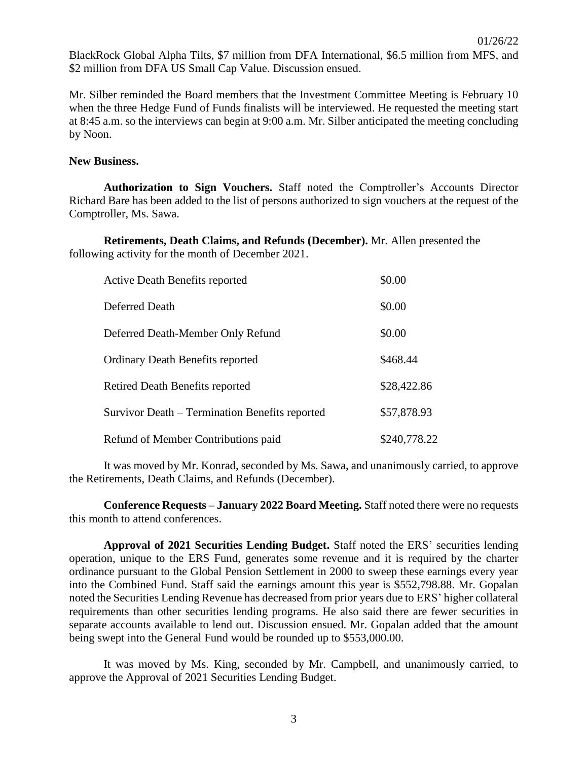BlackRock Global Alpha Tilts, $7 million from DFA International, $6.5 million from MFS, and $2 million from DFA US Small Cap Value. Discussion ensued.

Mr. Silber reminded the Board members that the Investment Committee Meeting is February 10 when the three Hedge Fund of Funds finalists will be interviewed. He requested the meeting start at 8:45 a.m. so the interviews can begin at 9:00 a.m. Mr. Silber anticipated the meeting concluding by Noon.

**New Business.**

**Authorization to Sign Vouchers.** Staff noted the Comptroller's Accounts Director Richard Bare has been added to the list of persons authorized to sign vouchers at the request of the Comptroller, Ms. Sawa.

**Retirements, Death Claims, and Refunds (December).** Mr. Allen presented the following activity for the month of December 2021.

| | |
|---|---|
| Active Death Benefits reported | $0.00 |
| Deferred Death | $0.00 |
| Deferred Death-Member Only Refund | $0.00 |
| Ordinary Death Benefits reported | $468.44 |
| Retired Death Benefits reported | $28,422.86 |
| Survivor Death – Termination Benefits reported | $57,878.93 |
| Refund of Member Contributions paid | $240,778.22 |

It was moved by Mr. Konrad, seconded by Ms. Sawa, and unanimously carried, to approve the Retirements, Death Claims, and Refunds (December).

**Conference Requests – January 2022 Board Meeting.** Staff noted there were no requests this month to attend conferences.

**Approval of 2021 Securities Lending Budget.** Staff noted the ERS' securities lending operation, unique to the ERS Fund, generates some revenue and it is required by the charter ordinance pursuant to the Global Pension Settlement in 2000 to sweep these earnings every year into the Combined Fund. Staff said the earnings amount this year is $552,798.88. Mr. Gopalan noted the Securities Lending Revenue has decreased from prior years due to ERS' higher collateral requirements than other securities lending programs. He also said there are fewer securities in separate accounts available to lend out. Discussion ensued. Mr. Gopalan added that the amount being swept into the General Fund would be rounded up to $553,000.00.

It was moved by Ms. King, seconded by Mr. Campbell, and unanimously carried, to approve the Approval of 2021 Securities Lending Budget.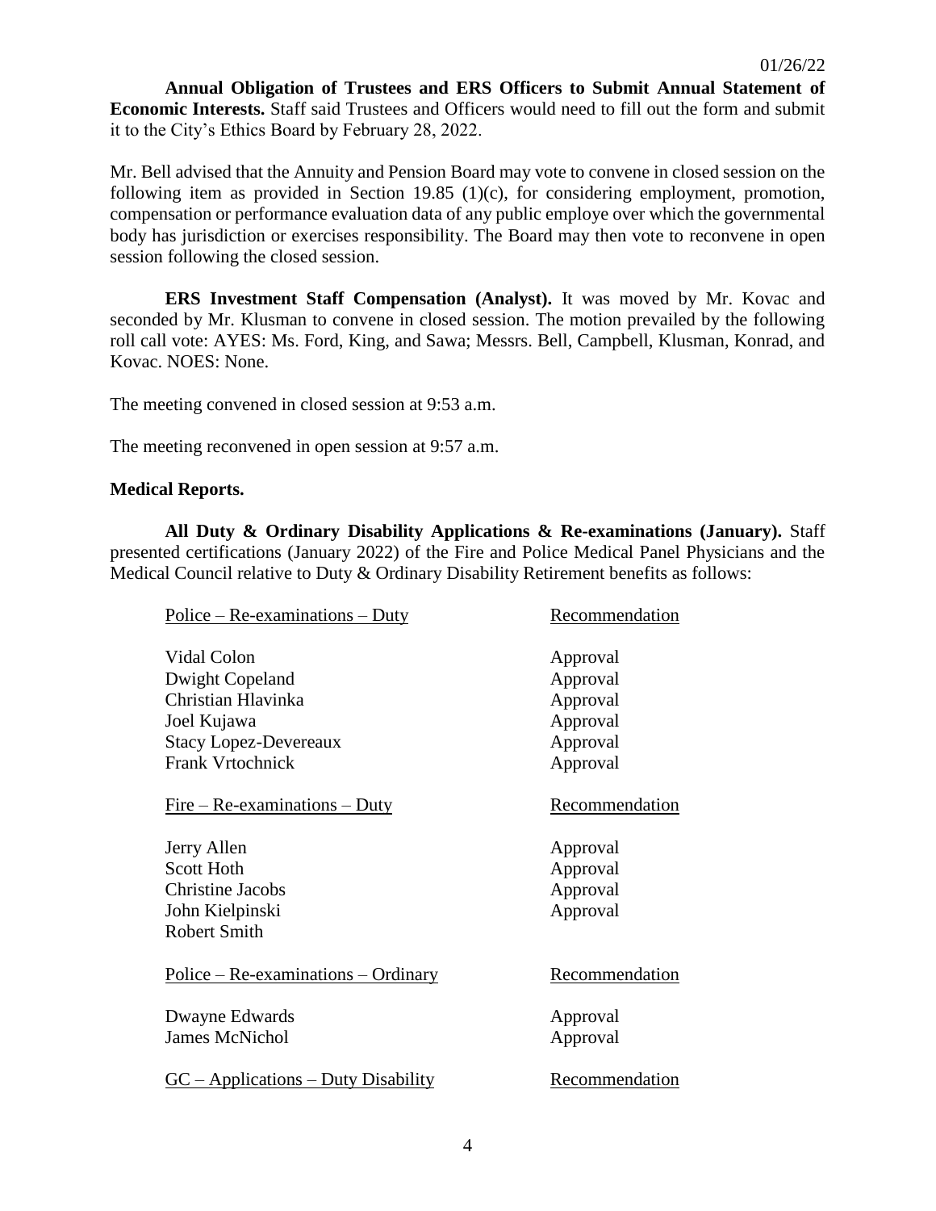**Annual Obligation of Trustees and ERS Officers to Submit Annual Statement of Economic Interests.** Staff said Trustees and Officers would need to fill out the form and submit it to the City's Ethics Board by February 28, 2022.

Mr. Bell advised that the Annuity and Pension Board may vote to convene in closed session on the following item as provided in Section 19.85 (1)(c), for considering employment, promotion, compensation or performance evaluation data of any public employe over which the governmental body has jurisdiction or exercises responsibility. The Board may then vote to reconvene in open session following the closed session.

**ERS Investment Staff Compensation (Analyst).** It was moved by Mr. Kovac and seconded by Mr. Klusman to convene in closed session. The motion prevailed by the following roll call vote: AYES: Ms. Ford, King, and Sawa; Messrs. Bell, Campbell, Klusman, Konrad, and Kovac. NOES: None.

The meeting convened in closed session at 9:53 a.m.

The meeting reconvened in open session at 9:57 a.m.

**Medical Reports.**

**All Duty & Ordinary Disability Applications & Re-examinations (January).** Staff presented certifications (January 2022) of the Fire and Police Medical Panel Physicians and the Medical Council relative to Duty & Ordinary Disability Retirement benefits as follows:

| Police – Re-examinations – Duty | Recommendation |
|---|---|
| Vidal Colon | Approval |
| Dwight Copeland | Approval |
| Christian Hlavinka | Approval |
| Joel Kujawa | Approval |
| Stacy Lopez-Devereaux | Approval |
| Frank Vrtochnick | Approval |

| Fire – Re-examinations – Duty | Recommendation |
|---|---|
| Jerry Allen | Approval |
| Scott Hoth | Approval |
| Christine Jacobs | Approval |
| John Kielpinski | Approval |
| Robert Smith | |

| Police – Re-examinations – Ordinary | Recommendation |
|---|---|
| Dwayne Edwards | Approval |
| James McNichol | Approval |

| GC – Applications – Duty Disability | Recommendation |
|---|---|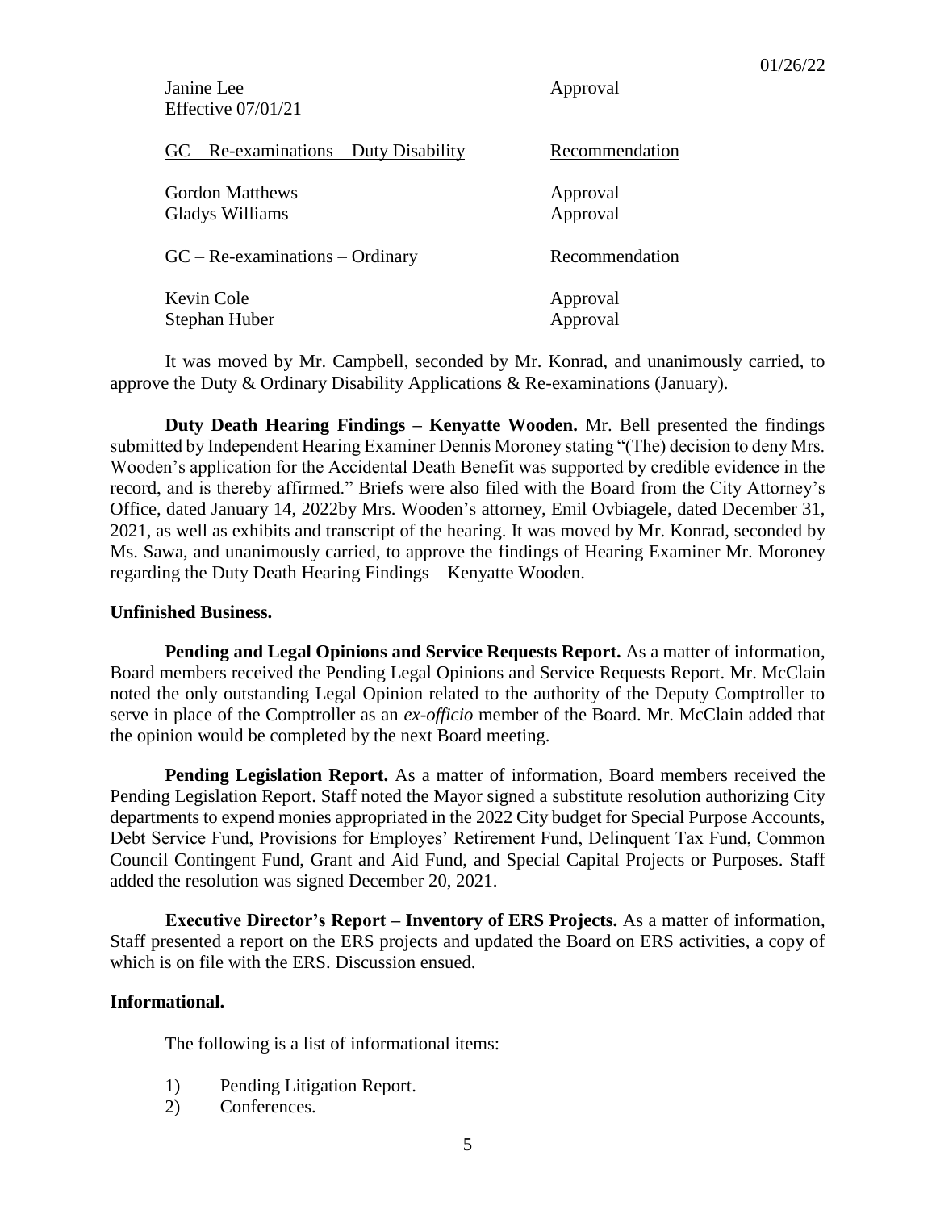| | |
|---|---|
| Janine Lee<br>Effective 07/01/21 | Approval |
| <u>GC – Re-examinations – Duty Disability</u> | <u>Recommendation</u> |
| Gordon Matthews | Approval |
| Gladys Williams | Approval |
| <u>GC – Re-examinations – Ordinary</u> | <u>Recommendation</u> |
| Kevin Cole | Approval |
| Stephan Huber | Approval |

It was moved by Mr. Campbell, seconded by Mr. Konrad, and unanimously carried, to approve the Duty & Ordinary Disability Applications & Re-examinations (January).

**Duty Death Hearing Findings – Kenyatte Wooden.** Mr. Bell presented the findings submitted by Independent Hearing Examiner Dennis Moroney stating "(The) decision to deny Mrs. Wooden's application for the Accidental Death Benefit was supported by credible evidence in the record, and is thereby affirmed." Briefs were also filed with the Board from the City Attorney's Office, dated January 14, 2022by Mrs. Wooden's attorney, Emil Ovbiagele, dated December 31, 2021, as well as exhibits and transcript of the hearing. It was moved by Mr. Konrad, seconded by Ms. Sawa, and unanimously carried, to approve the findings of Hearing Examiner Mr. Moroney regarding the Duty Death Hearing Findings – Kenyatte Wooden.

**Unfinished Business.**

**Pending and Legal Opinions and Service Requests Report.** As a matter of information, Board members received the Pending Legal Opinions and Service Requests Report. Mr. McClain noted the only outstanding Legal Opinion related to the authority of the Deputy Comptroller to serve in place of the Comptroller as an *ex-officio* member of the Board. Mr. McClain added that the opinion would be completed by the next Board meeting.

**Pending Legislation Report.** As a matter of information, Board members received the Pending Legislation Report. Staff noted the Mayor signed a substitute resolution authorizing City departments to expend monies appropriated in the 2022 City budget for Special Purpose Accounts, Debt Service Fund, Provisions for Employes' Retirement Fund, Delinquent Tax Fund, Common Council Contingent Fund, Grant and Aid Fund, and Special Capital Projects or Purposes. Staff added the resolution was signed December 20, 2021.

**Executive Director's Report – Inventory of ERS Projects.** As a matter of information, Staff presented a report on the ERS projects and updated the Board on ERS activities, a copy of which is on file with the ERS. Discussion ensued.

**Informational.**

The following is a list of informational items:

1) Pending Litigation Report.
2) Conferences.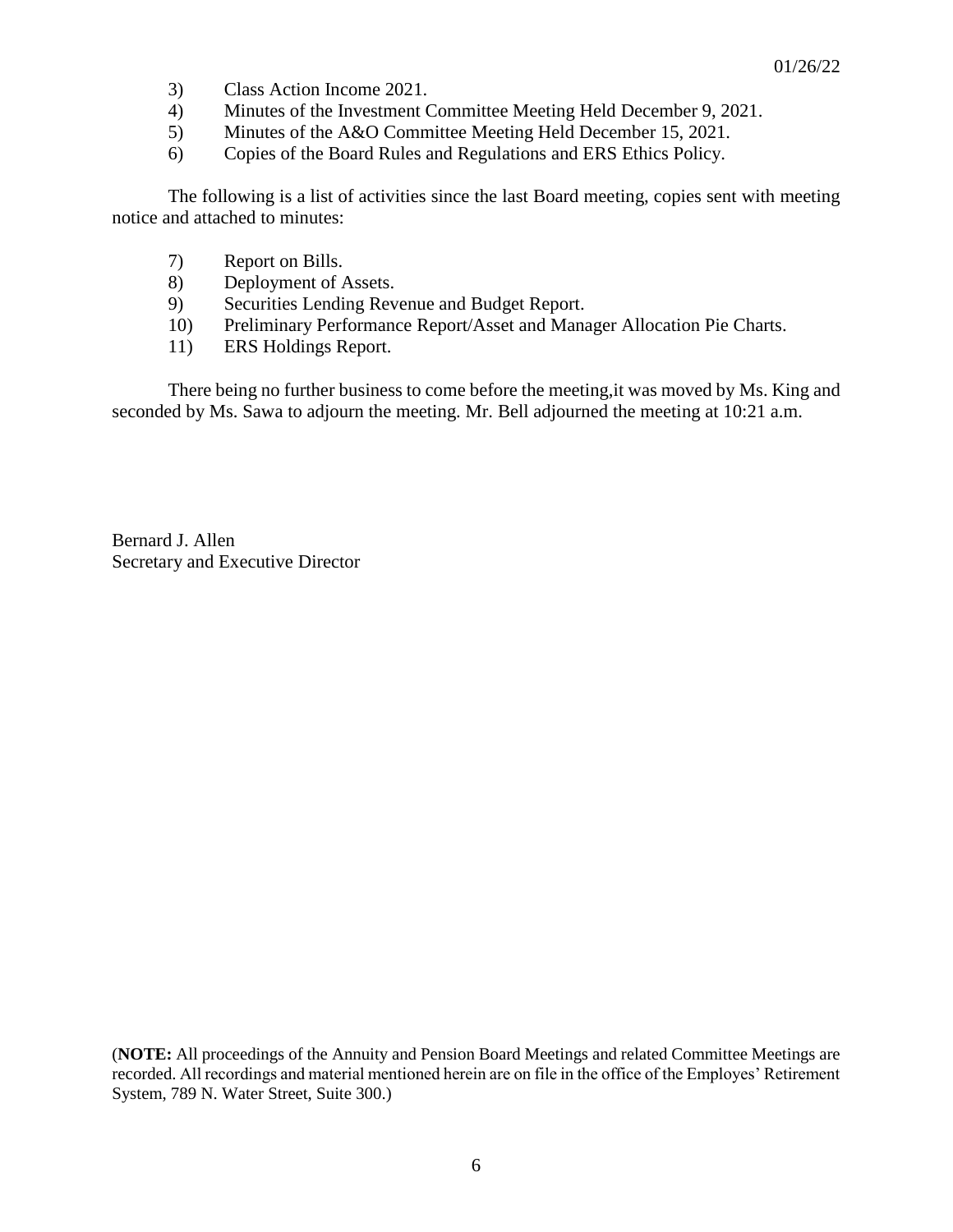3) Class Action Income 2021.
4) Minutes of the Investment Committee Meeting Held December 9, 2021.
5) Minutes of the A&O Committee Meeting Held December 15, 2021.
6) Copies of the Board Rules and Regulations and ERS Ethics Policy.

The following is a list of activities since the last Board meeting, copies sent with meeting notice and attached to minutes:

7) Report on Bills.
8) Deployment of Assets.
9) Securities Lending Revenue and Budget Report.
10) Preliminary Performance Report/Asset and Manager Allocation Pie Charts.
11) ERS Holdings Report.

There being no further business to come before the meeting,it was moved by Ms. King and seconded by Ms. Sawa to adjourn the meeting. Mr. Bell adjourned the meeting at 10:21 a.m.

Bernard J. Allen
Secretary and Executive Director

(**NOTE:** All proceedings of the Annuity and Pension Board Meetings and related Committee Meetings are recorded. All recordings and material mentioned herein are on file in the office of the Employes' Retirement System, 789 N. Water Street, Suite 300.)